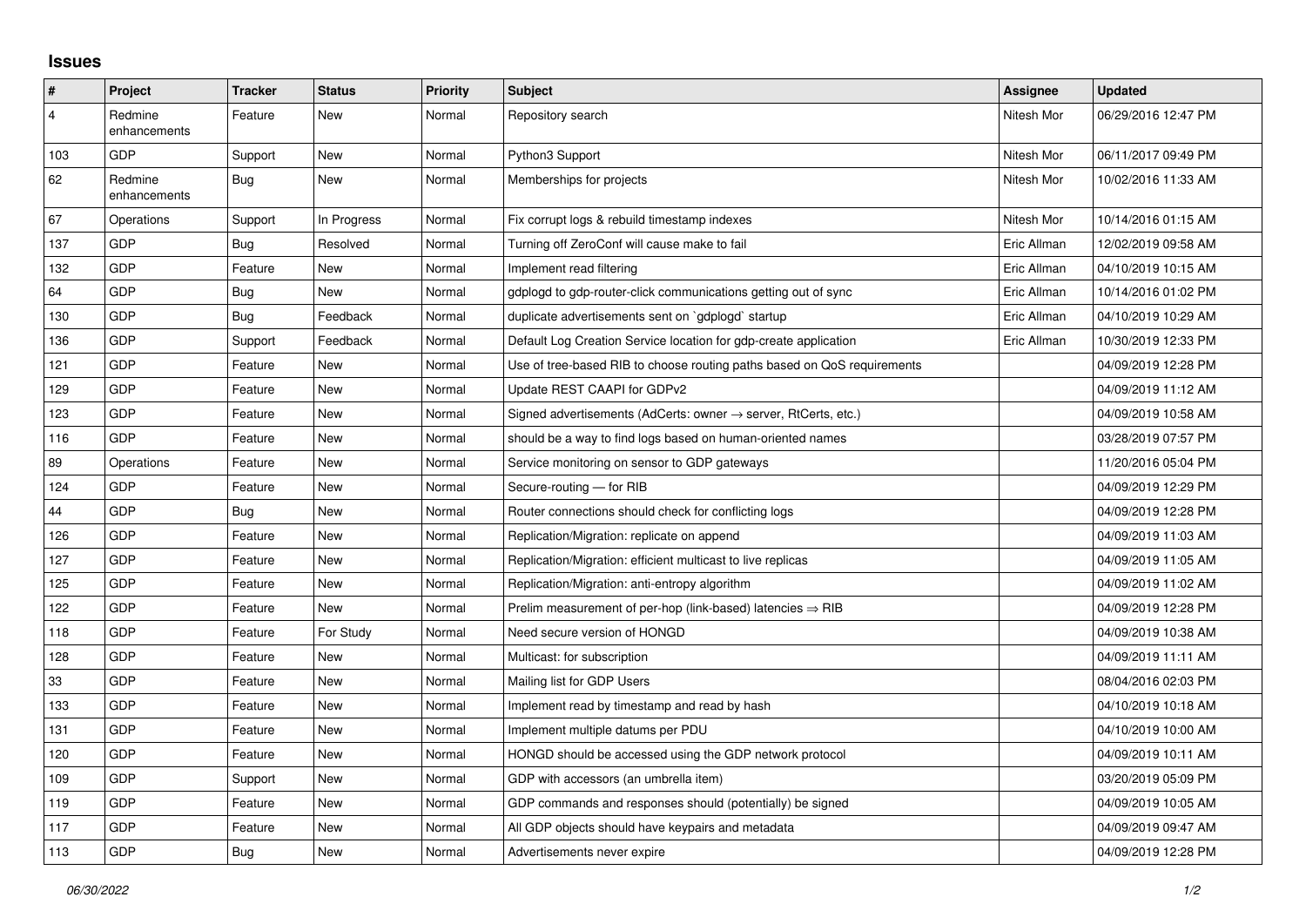## Issues

| # | Project | Tracker | Status | Priority | Subject | Assignee | Updated |
|---|---|---|---|---|---|---|---|
| 4 | Redmine enhancements | Feature | New | Normal | Repository search | Nitesh Mor | 06/29/2016 12:47 PM |
| 103 | GDP | Support | New | Normal | Python3 Support | Nitesh Mor | 06/11/2017 09:49 PM |
| 62 | Redmine enhancements | Bug | New | Normal | Memberships for projects | Nitesh Mor | 10/02/2016 11:33 AM |
| 67 | Operations | Support | In Progress | Normal | Fix corrupt logs & rebuild timestamp indexes | Nitesh Mor | 10/14/2016 01:15 AM |
| 137 | GDP | Bug | Resolved | Normal | Turning off ZeroConf will cause make to fail | Eric Allman | 12/02/2019 09:58 AM |
| 132 | GDP | Feature | New | Normal | Implement read filtering | Eric Allman | 04/10/2019 10:15 AM |
| 64 | GDP | Bug | New | Normal | gdplogd to gdp-router-click communications getting out of sync | Eric Allman | 10/14/2016 01:02 PM |
| 130 | GDP | Bug | Feedback | Normal | duplicate advertisements sent on `gdplogd` startup | Eric Allman | 04/10/2019 10:29 AM |
| 136 | GDP | Support | Feedback | Normal | Default Log Creation Service location for gdp-create application | Eric Allman | 10/30/2019 12:33 PM |
| 121 | GDP | Feature | New | Normal | Use of tree-based RIB to choose routing paths based on QoS requirements | | 04/09/2019 12:28 PM |
| 129 | GDP | Feature | New | Normal | Update REST CAAPI for GDPv2 | | 04/09/2019 11:12 AM |
| 123 | GDP | Feature | New | Normal | Signed advertisements (AdCerts: owner → server, RtCerts, etc.) | | 04/09/2019 10:58 AM |
| 116 | GDP | Feature | New | Normal | should be a way to find logs based on human-oriented names | | 03/28/2019 07:57 PM |
| 89 | Operations | Feature | New | Normal | Service monitoring on sensor to GDP gateways | | 11/20/2016 05:04 PM |
| 124 | GDP | Feature | New | Normal | Secure-routing — for RIB | | 04/09/2019 12:29 PM |
| 44 | GDP | Bug | New | Normal | Router connections should check for conflicting logs | | 04/09/2019 12:28 PM |
| 126 | GDP | Feature | New | Normal | Replication/Migration: replicate on append | | 04/09/2019 11:03 AM |
| 127 | GDP | Feature | New | Normal | Replication/Migration: efficient multicast to live replicas | | 04/09/2019 11:05 AM |
| 125 | GDP | Feature | New | Normal | Replication/Migration: anti-entropy algorithm | | 04/09/2019 11:02 AM |
| 122 | GDP | Feature | New | Normal | Prelim measurement of per-hop (link-based) latencies ⇒ RIB | | 04/09/2019 12:28 PM |
| 118 | GDP | Feature | For Study | Normal | Need secure version of HONGD | | 04/09/2019 10:38 AM |
| 128 | GDP | Feature | New | Normal | Multicast: for subscription | | 04/09/2019 11:11 AM |
| 33 | GDP | Feature | New | Normal | Mailing list for GDP Users | | 08/04/2016 02:03 PM |
| 133 | GDP | Feature | New | Normal | Implement read by timestamp and read by hash | | 04/10/2019 10:18 AM |
| 131 | GDP | Feature | New | Normal | Implement multiple datums per PDU | | 04/10/2019 10:00 AM |
| 120 | GDP | Feature | New | Normal | HONGD should be accessed using the GDP network protocol | | 04/09/2019 10:11 AM |
| 109 | GDP | Support | New | Normal | GDP with accessors (an umbrella item) | | 03/20/2019 05:09 PM |
| 119 | GDP | Feature | New | Normal | GDP commands and responses should (potentially) be signed | | 04/09/2019 10:05 AM |
| 117 | GDP | Feature | New | Normal | All GDP objects should have keypairs and metadata | | 04/09/2019 09:47 AM |
| 113 | GDP | Bug | New | Normal | Advertisements never expire | | 04/09/2019 12:28 PM |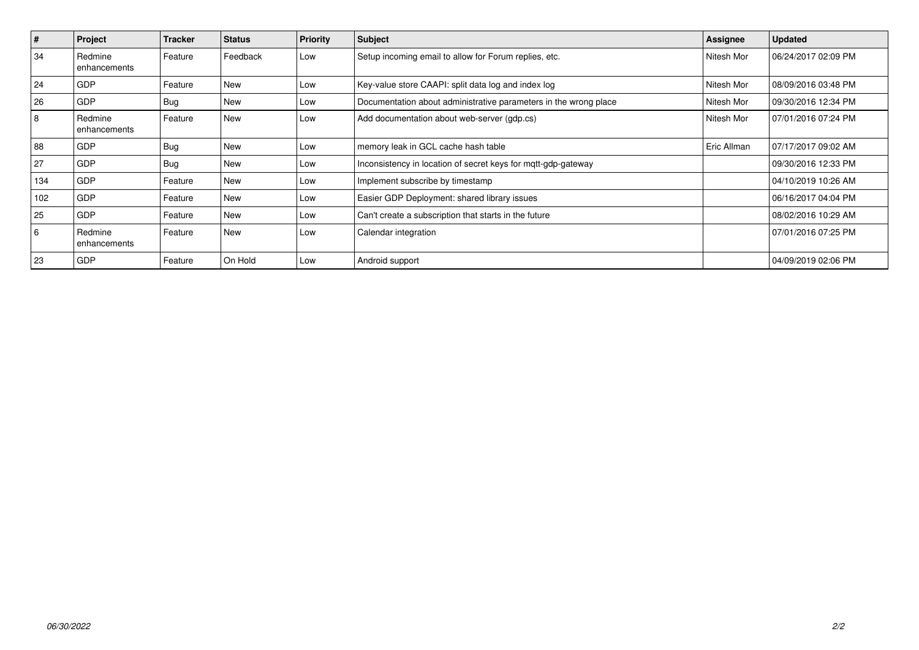| # | Project | Tracker | Status | Priority | Subject | Assignee | Updated |
|---|---|---|---|---|---|---|---|
| 34 | Redmine enhancements | Feature | Feedback | Low | Setup incoming email to allow for Forum replies, etc. | Nitesh Mor | 06/24/2017 02:09 PM |
| 24 | GDP | Feature | New | Low | Key-value store CAAPI: split data log and index log | Nitesh Mor | 08/09/2016 03:48 PM |
| 26 | GDP | Bug | New | Low | Documentation about administrative parameters in the wrong place | Nitesh Mor | 09/30/2016 12:34 PM |
| 8 | Redmine enhancements | Feature | New | Low | Add documentation about web-server (gdp.cs) | Nitesh Mor | 07/01/2016 07:24 PM |
| 88 | GDP | Bug | New | Low | memory leak in GCL cache hash table | Eric Allman | 07/17/2017 09:02 AM |
| 27 | GDP | Bug | New | Low | Inconsistency in location of secret keys for mqtt-gdp-gateway | | 09/30/2016 12:33 PM |
| 134 | GDP | Feature | New | Low | Implement subscribe by timestamp | | 04/10/2019 10:26 AM |
| 102 | GDP | Feature | New | Low | Easier GDP Deployment: shared library issues | | 06/16/2017 04:04 PM |
| 25 | GDP | Feature | New | Low | Can't create a subscription that starts in the future | | 08/02/2016 10:29 AM |
| 6 | Redmine enhancements | Feature | New | Low | Calendar integration | | 07/01/2016 07:25 PM |
| 23 | GDP | Feature | On Hold | Low | Android support | | 04/09/2019 02:06 PM |